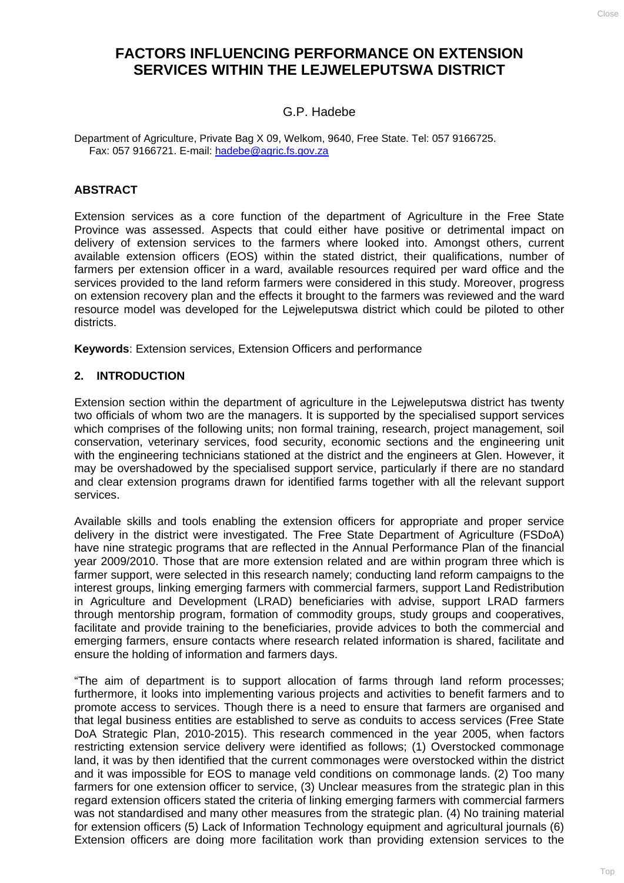# FACTORS INFLUENCING PERFORMANCE ON EXTENSION SERVICES WITHIN THE LEJWELEPUTSWA DISTRICT

G.P. Hadebe

Department of Agriculture, Private Bag X 09, Welkom, 9640, Free State. Tel: 057 9166725. Fax: 057 9166721. E-mail: hadebe@agric.fs.gov.za

## ABSTRACT

Extension services as a core function of the department of Agriculture in the Free State Province was assessed. Aspects that could either have positive or detrimental impact on delivery of extension services to the farmers where looked into. Amongst others, current available extension officers (EOS) within the stated district, their qualifications, number of farmers per extension officer in a ward, available resources required per ward office and the services provided to the land reform farmers were considered in this study. Moreover, progress on extension recovery plan and the effects it brought to the farmers was reviewed and the ward resource model was developed for the Lejweleputswa district which could be piloted to other districts.

**Keywords**: Extension services, Extension Officers and performance

## 2. INTRODUCTION

Extension section within the department of agriculture in the Lejweleputswa district has twenty two officials of whom two are the managers. It is supported by the specialised support services which comprises of the following units; non formal training, research, project management, soil conservation, veterinary services, food security, economic sections and the engineering unit with the engineering technicians stationed at the district and the engineers at Glen. However, it may be overshadowed by the specialised support service, particularly if there are no standard and clear extension programs drawn for identified farms together with all the relevant support services.

Available skills and tools enabling the extension officers for appropriate and proper service delivery in the district were investigated. The Free State Department of Agriculture (FSDoA) have nine strategic programs that are reflected in the Annual Performance Plan of the financial year 2009/2010. Those that are more extension related and are within program three which is farmer support, were selected in this research namely; conducting land reform campaigns to the interest groups, linking emerging farmers with commercial farmers, support Land Redistribution in Agriculture and Development (LRAD) beneficiaries with advise, support LRAD farmers through mentorship program, formation of commodity groups, study groups and cooperatives, facilitate and provide training to the beneficiaries, provide advices to both the commercial and emerging farmers, ensure contacts where research related information is shared, facilitate and ensure the holding of information and farmers days.

"The aim of department is to support allocation of farms through land reform processes; furthermore, it looks into implementing various projects and activities to benefit farmers and to promote access to services. Though there is a need to ensure that farmers are organised and that legal business entities are established to serve as conduits to access services (Free State DoA Strategic Plan, 2010-2015). This research commenced in the year 2005, when factors restricting extension service delivery were identified as follows; (1) Overstocked commonage land, it was by then identified that the current commonages were overstocked within the district and it was impossible for EOS to manage veld conditions on commonage lands. (2) Too many farmers for one extension officer to service, (3) Unclear measures from the strategic plan in this regard extension officers stated the criteria of linking emerging farmers with commercial farmers was not standardised and many other measures from the strategic plan. (4) No training material for extension officers (5) Lack of Information Technology equipment and agricultural journals (6) Extension officers are doing more facilitation work than providing extension services to the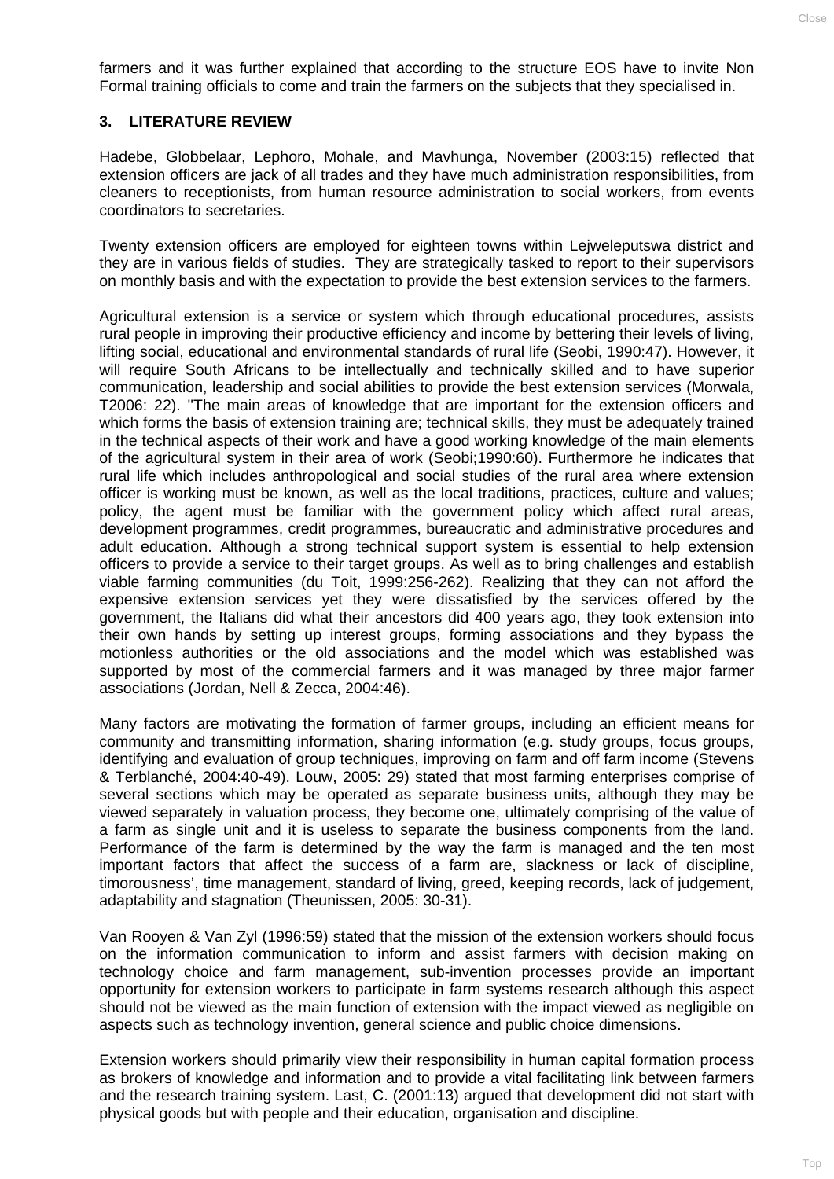farmers and it was further explained that according to the structure EOS have to invite Non Formal training officials to come and train the farmers on the subjects that they specialised in.

## 3. LITERATURE REVIEW

Hadebe, Globbelaar, Lephoro, Mohale, and Mavhunga, November (2003:15) reflected that extension officers are jack of all trades and they have much administration responsibilities, from cleaners to receptionists, from human resource administration to social workers, from events coordinators to secretaries.

Twenty extension officers are employed for eighteen towns within Lejweleputswa district and they are in various fields of studies. They are strategically tasked to report to their supervisors on monthly basis and with the expectation to provide the best extension services to the farmers.

Agricultural extension is a service or system which through educational procedures, assists rural people in improving their productive efficiency and income by bettering their levels of living, lifting social, educational and environmental standards of rural life (Seobi, 1990:47). However, it will require South Africans to be intellectually and technically skilled and to have superior communication, leadership and social abilities to provide the best extension services (Morwala, T2006: 22). "The main areas of knowledge that are important for the extension officers and which forms the basis of extension training are; technical skills, they must be adequately trained in the technical aspects of their work and have a good working knowledge of the main elements of the agricultural system in their area of work (Seobi;1990:60). Furthermore he indicates that rural life which includes anthropological and social studies of the rural area where extension officer is working must be known, as well as the local traditions, practices, culture and values; policy, the agent must be familiar with the government policy which affect rural areas, development programmes, credit programmes, bureaucratic and administrative procedures and adult education. Although a strong technical support system is essential to help extension officers to provide a service to their target groups. As well as to bring challenges and establish viable farming communities (du Toit, 1999:256-262). Realizing that they can not afford the expensive extension services yet they were dissatisfied by the services offered by the government, the Italians did what their ancestors did 400 years ago, they took extension into their own hands by setting up interest groups, forming associations and they bypass the motionless authorities or the old associations and the model which was established was supported by most of the commercial farmers and it was managed by three major farmer associations (Jordan, Nell & Zecca, 2004:46).

Many factors are motivating the formation of farmer groups, including an efficient means for community and transmitting information, sharing information (e.g. study groups, focus groups, identifying and evaluation of group techniques, improving on farm and off farm income (Stevens & Terblanché, 2004:40-49). Louw, 2005: 29) stated that most farming enterprises comprise of several sections which may be operated as separate business units, although they may be viewed separately in valuation process, they become one, ultimately comprising of the value of a farm as single unit and it is useless to separate the business components from the land. Performance of the farm is determined by the way the farm is managed and the ten most important factors that affect the success of a farm are, slackness or lack of discipline, timorousness', time management, standard of living, greed, keeping records, lack of judgement, adaptability and stagnation (Theunissen, 2005: 30-31).

Van Rooyen & Van Zyl (1996:59) stated that the mission of the extension workers should focus on the information communication to inform and assist farmers with decision making on technology choice and farm management, sub-invention processes provide an important opportunity for extension workers to participate in farm systems research although this aspect should not be viewed as the main function of extension with the impact viewed as negligible on aspects such as technology invention, general science and public choice dimensions.

Extension workers should primarily view their responsibility in human capital formation process as brokers of knowledge and information and to provide a vital facilitating link between farmers and the research training system. Last, C. (2001:13) argued that development did not start with physical goods but with people and their education, organisation and discipline.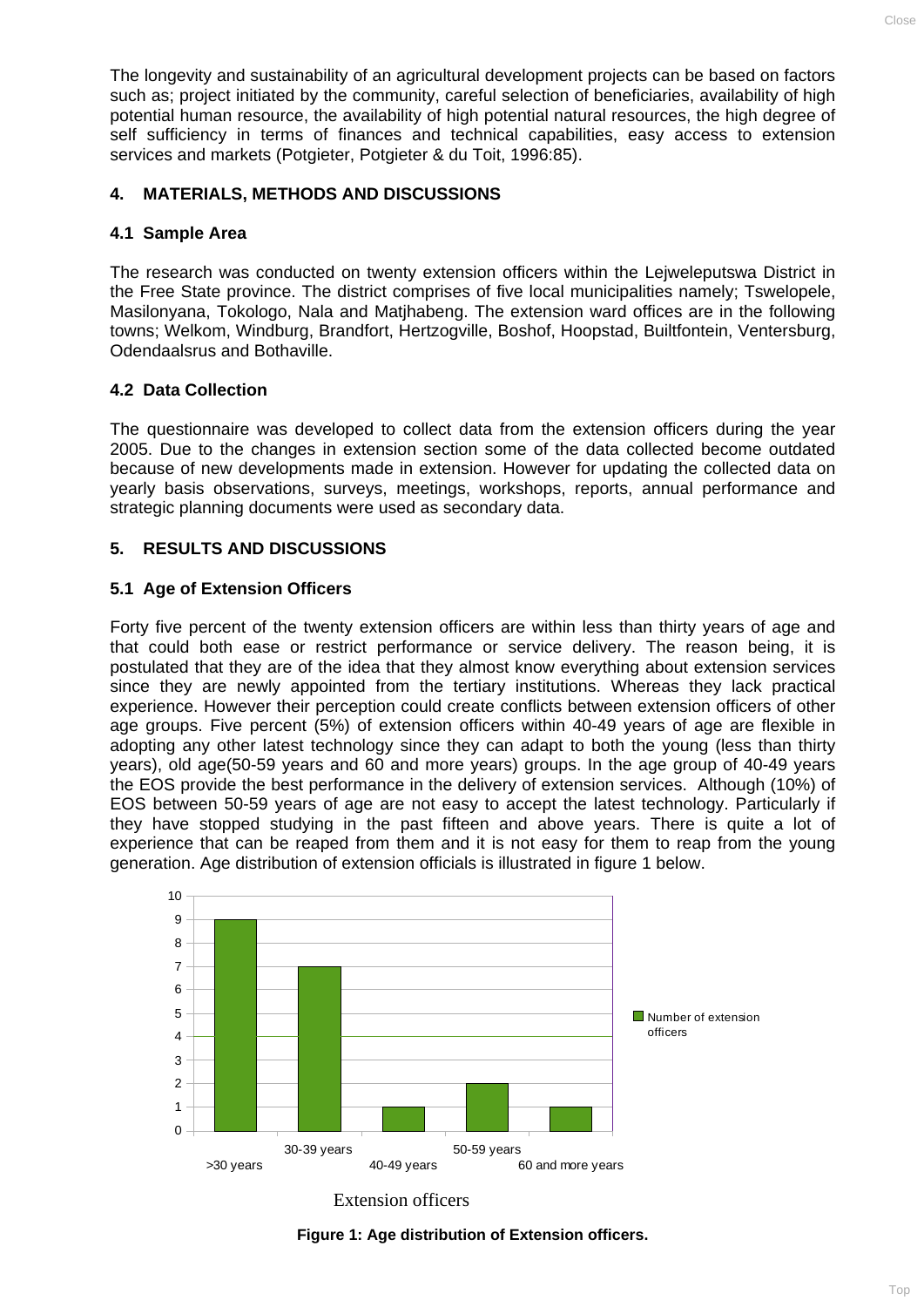The longevity and sustainability of an agricultural development projects can be based on factors such as; project initiated by the community, careful selection of beneficiaries, availability of high potential human resource, the availability of high potential natural resources, the high degree of self sufficiency in terms of finances and technical capabilities, easy access to extension services and markets (Potgieter, Potgieter & du Toit, 1996:85).

## 4. MATERIALS, METHODS AND DISCUSSIONS

### 4.1 Sample Area

The research was conducted on twenty extension officers within the Lejweleputswa District in the Free State province. The district comprises of five local municipalities namely; Tswelopele, Masilonyana, Tokologo, Nala and Matjhabeng. The extension ward offices are in the following towns; Welkom, Windburg, Brandfort, Hertzogville, Boshof, Hoopstad, Builtfontein, Ventersburg, Odendaalsrus and Bothaville.

### 4.2 Data Collection

The questionnaire was developed to collect data from the extension officers during the year 2005. Due to the changes in extension section some of the data collected become outdated because of new developments made in extension. However for updating the collected data on yearly basis observations, surveys, meetings, workshops, reports, annual performance and strategic planning documents were used as secondary data.

## 5. RESULTS AND DISCUSSIONS

### 5.1 Age of Extension Officers

Forty five percent of the twenty extension officers are within less than thirty years of age and that could both ease or restrict performance or service delivery. The reason being, it is postulated that they are of the idea that they almost know everything about extension services since they are newly appointed from the tertiary institutions. Whereas they lack practical experience. However their perception could create conflicts between extension officers of other age groups. Five percent (5%) of extension officers within 40-49 years of age are flexible in adopting any other latest technology since they can adapt to both the young (less than thirty years), old age(50-59 years and 60 and more years) groups. In the age group of 40-49 years the EOS provide the best performance in the delivery of extension services. Although (10%) of EOS between 50-59 years of age are not easy to accept the latest technology. Particularly if they have stopped studying in the past fifteen and above years. There is quite a lot of experience that can be reaped from them and it is not easy for them to reap from the young generation. Age distribution of extension officials is illustrated in figure 1 below.

| Age group | Number of extension officers |
|---|---|
| >30 years | 9 |
| 30-39 years | 7 |
| 40-49 years | 1 |
| 50-59 years | 2 |
| 60 and more years | 1 |

Extension officers

**Figure 1: Age distribution of Extension officers.**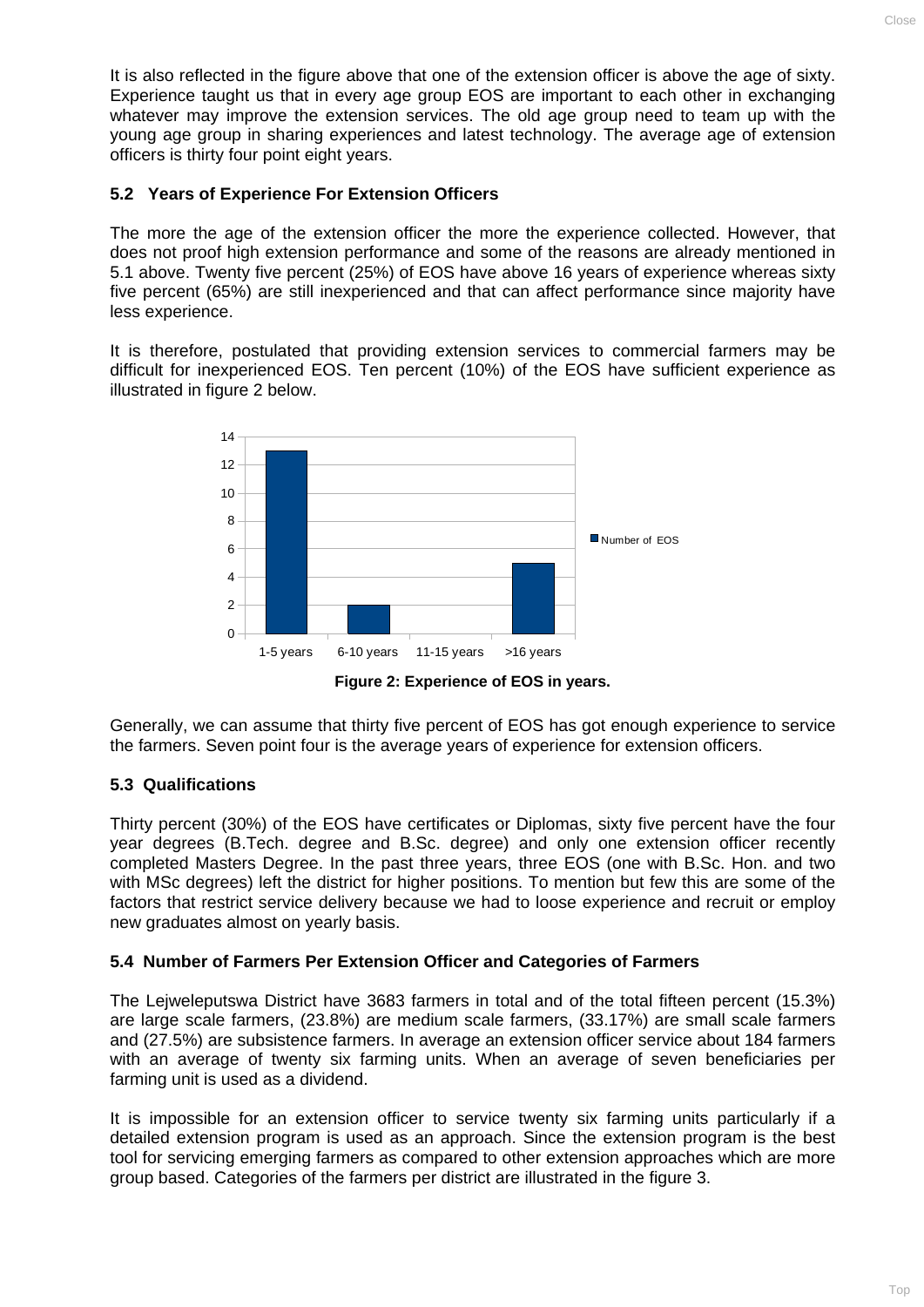It is also reflected in the figure above that one of the extension officer is above the age of sixty. Experience taught us that in every age group EOS are important to each other in exchanging whatever may improve the extension services. The old age group need to team up with the young age group in sharing experiences and latest technology. The average age of extension officers is thirty four point eight years.

### 5.2 Years of Experience For Extension Officers

The more the age of the extension officer the more the experience collected. However, that does not proof high extension performance and some of the reasons are already mentioned in 5.1 above. Twenty five percent (25%) of EOS have above 16 years of experience whereas sixty five percent (65%) are still inexperienced and that can affect performance since majority have less experience.

It is therefore, postulated that providing extension services to commercial farmers may be difficult for inexperienced EOS. Ten percent (10%) of the EOS have sufficient experience as illustrated in figure 2 below.

**Figure 2: Experience of EOS in years.**

Generally, we can assume that thirty five percent of EOS has got enough experience to service the farmers. Seven point four is the average years of experience for extension officers.

### 5.3 Qualifications

Thirty percent (30%) of the EOS have certificates or Diplomas, sixty five percent have the four year degrees (B.Tech. degree and B.Sc. degree) and only one extension officer recently completed Masters Degree. In the past three years, three EOS (one with B.Sc. Hon. and two with MSc degrees) left the district for higher positions. To mention but few this are some of the factors that restrict service delivery because we had to loose experience and recruit or employ new graduates almost on yearly basis.

### 5.4 Number of Farmers Per Extension Officer and Categories of Farmers

The Lejweleputswa District have 3683 farmers in total and of the total fifteen percent (15.3%) are large scale farmers, (23.8%) are medium scale farmers, (33.17%) are small scale farmers and (27.5%) are subsistence farmers. In average an extension officer service about 184 farmers with an average of twenty six farming units. When an average of seven beneficiaries per farming unit is used as a dividend.

It is impossible for an extension officer to service twenty six farming units particularly if a detailed extension program is used as an approach. Since the extension program is the best tool for servicing emerging farmers as compared to other extension approaches which are more group based. Categories of the farmers per district are illustrated in the figure 3.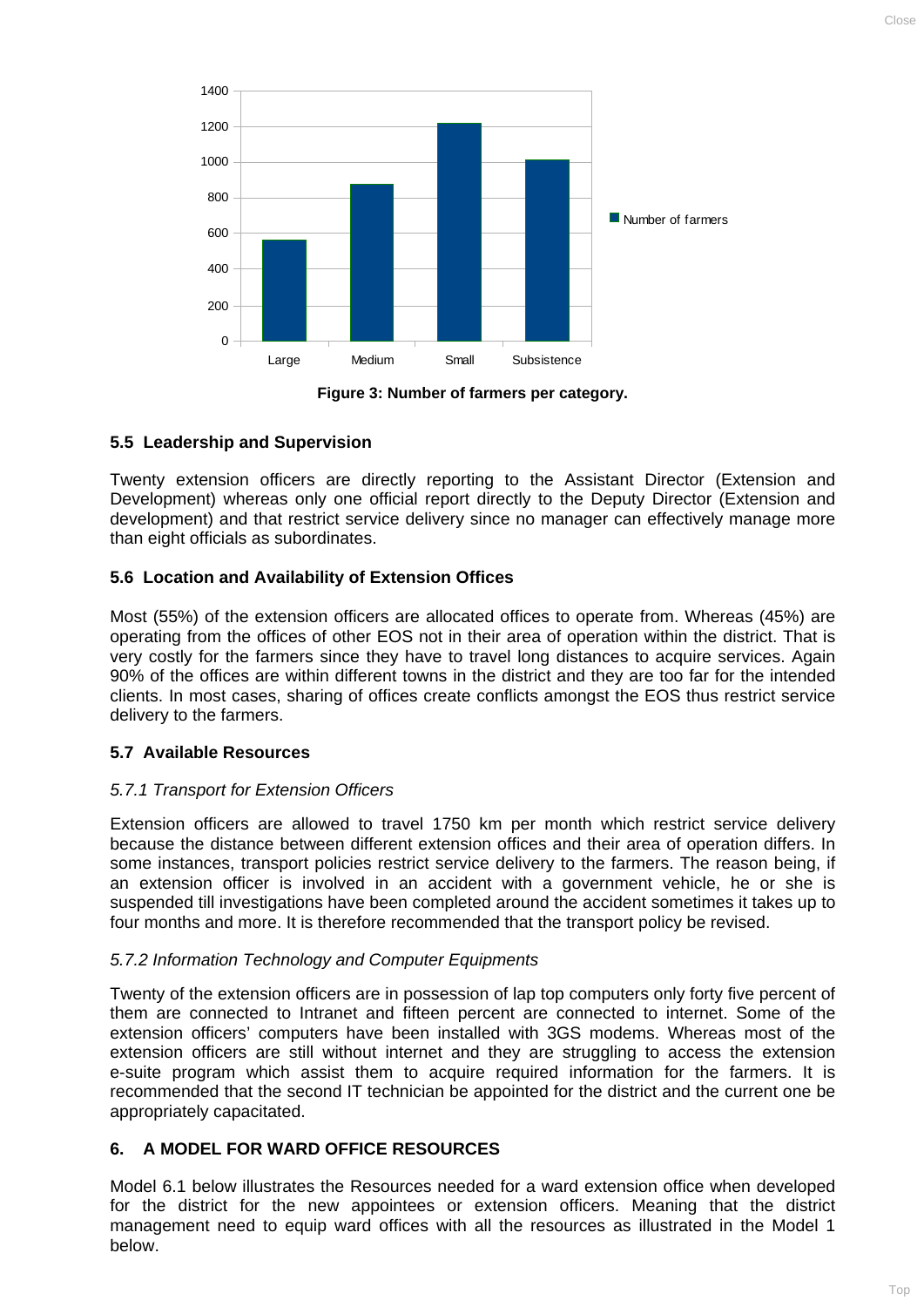**Figure 3: Number of farmers per category.**

## 5.5 Leadership and Supervision

Twenty extension officers are directly reporting to the Assistant Director (Extension and Development) whereas only one official report directly to the Deputy Director (Extension and development) and that restrict service delivery since no manager can effectively manage more than eight officials as subordinates.

## 5.6 Location and Availability of Extension Offices

Most (55%) of the extension officers are allocated offices to operate from. Whereas (45%) are operating from the offices of other EOS not in their area of operation within the district. That is very costly for the farmers since they have to travel long distances to acquire services. Again 90% of the offices are within different towns in the district and they are too far for the intended clients. In most cases, sharing of offices create conflicts amongst the EOS thus restrict service delivery to the farmers.

## 5.7 Available Resources

### *5.7.1 Transport for Extension Officers*

Extension officers are allowed to travel 1750 km per month which restrict service delivery because the distance between different extension offices and their area of operation differs. In some instances, transport policies restrict service delivery to the farmers. The reason being, if an extension officer is involved in an accident with a government vehicle, he or she is suspended till investigations have been completed around the accident sometimes it takes up to four months and more. It is therefore recommended that the transport policy be revised.

### *5.7.2 Information Technology and Computer Equipments*

Twenty of the extension officers are in possession of lap top computers only forty five percent of them are connected to Intranet and fifteen percent are connected to internet. Some of the extension officers' computers have been installed with 3GS modems. Whereas most of the extension officers are still without internet and they are struggling to access the extension e-suite program which assist them to acquire required information for the farmers. It is recommended that the second IT technician be appointed for the district and the current one be appropriately capacitated.

## 6. A MODEL FOR WARD OFFICE RESOURCES

Model 6.1 below illustrates the Resources needed for a ward extension office when developed for the district for the new appointees or extension officers. Meaning that the district management need to equip ward offices with all the resources as illustrated in the Model 1 below.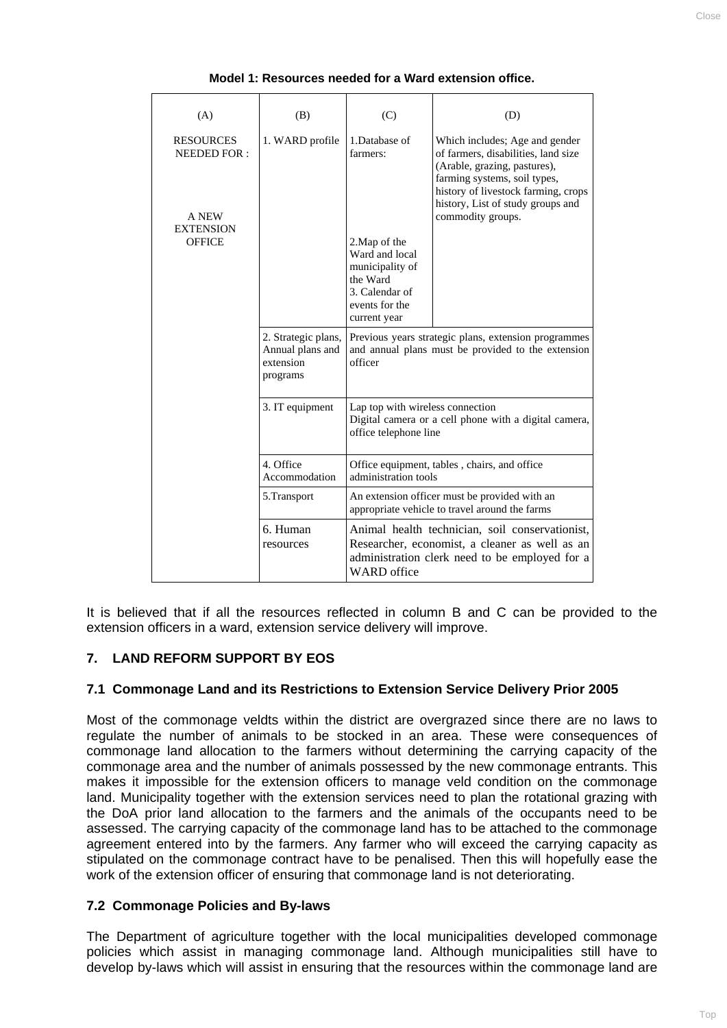**Model 1: Resources needed for a Ward extension office.**

| (A) | (B) | (C) | (D) |
|---|---|---|---|
| RESOURCES NEEDED FOR : A NEW EXTENSION OFFICE | 1. WARD profile | 1.Database of farmers: | Which includes; Age and gender of farmers, disabilities, land size (Arable, grazing, pastures), farming systems, soil types, history of livestock farming, crops history, List of study groups and commodity groups. |
| | | 2.Map of the Ward and local municipality of the Ward<br>3. Calendar of events for the current year | |
| | 2. Strategic plans, Annual plans and extension programs | Previous years strategic plans, extension programmes and annual plans must be provided to the extension officer | |
| | 3. IT equipment | Lap top with wireless connection<br>Digital camera or a cell phone with a digital camera, office telephone line | |
| | 4. Office Accommodation | Office equipment, tables , chairs, and office administration tools | |
| | 5.Transport | An extension officer must be provided with an appropriate vehicle to travel around the farms | |
| | 6. Human resources | Animal health technician, soil conservationist, Researcher, economist, a cleaner as well as an administration clerk need to be employed for a WARD office | |

It is believed that if all the resources reflected in column B and C can be provided to the extension officers in a ward, extension service delivery will improve.

## 7. LAND REFORM SUPPORT BY EOS

### 7.1 Commonage Land and its Restrictions to Extension Service Delivery Prior 2005

Most of the commonage veldts within the district are overgrazed since there are no laws to regulate the number of animals to be stocked in an area. These were consequences of commonage land allocation to the farmers without determining the carrying capacity of the commonage area and the number of animals possessed by the new commonage entrants. This makes it impossible for the extension officers to manage veld condition on the commonage land. Municipality together with the extension services need to plan the rotational grazing with the DoA prior land allocation to the farmers and the animals of the occupants need to be assessed. The carrying capacity of the commonage land has to be attached to the commonage agreement entered into by the farmers. Any farmer who will exceed the carrying capacity as stipulated on the commonage contract have to be penalised. Then this will hopefully ease the work of the extension officer of ensuring that commonage land is not deteriorating.

### 7.2 Commonage Policies and By-laws

The Department of agriculture together with the local municipalities developed commonage policies which assist in managing commonage land. Although municipalities still have to develop by-laws which will assist in ensuring that the resources within the commonage land are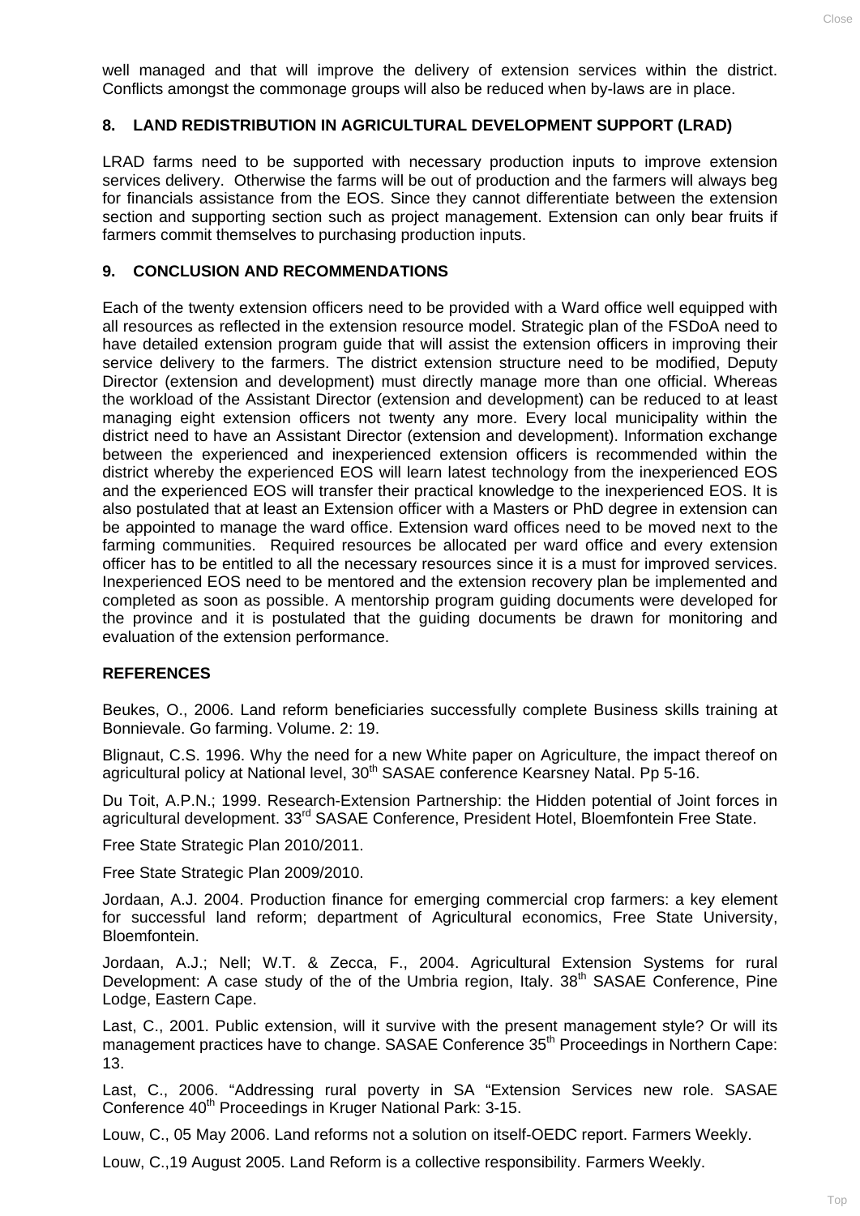well managed and that will improve the delivery of extension services within the district. Conflicts amongst the commonage groups will also be reduced when by-laws are in place.

## 8. LAND REDISTRIBUTION IN AGRICULTURAL DEVELOPMENT SUPPORT (LRAD)

LRAD farms need to be supported with necessary production inputs to improve extension services delivery. Otherwise the farms will be out of production and the farmers will always beg for financials assistance from the EOS. Since they cannot differentiate between the extension section and supporting section such as project management. Extension can only bear fruits if farmers commit themselves to purchasing production inputs.

## 9. CONCLUSION AND RECOMMENDATIONS

Each of the twenty extension officers need to be provided with a Ward office well equipped with all resources as reflected in the extension resource model. Strategic plan of the FSDoA need to have detailed extension program guide that will assist the extension officers in improving their service delivery to the farmers. The district extension structure need to be modified, Deputy Director (extension and development) must directly manage more than one official. Whereas the workload of the Assistant Director (extension and development) can be reduced to at least managing eight extension officers not twenty any more. Every local municipality within the district need to have an Assistant Director (extension and development). Information exchange between the experienced and inexperienced extension officers is recommended within the district whereby the experienced EOS will learn latest technology from the inexperienced EOS and the experienced EOS will transfer their practical knowledge to the inexperienced EOS. It is also postulated that at least an Extension officer with a Masters or PhD degree in extension can be appointed to manage the ward office. Extension ward offices need to be moved next to the farming communities. Required resources be allocated per ward office and every extension officer has to be entitled to all the necessary resources since it is a must for improved services. Inexperienced EOS need to be mentored and the extension recovery plan be implemented and completed as soon as possible. A mentorship program guiding documents were developed for the province and it is postulated that the guiding documents be drawn for monitoring and evaluation of the extension performance.

## REFERENCES

Beukes, O., 2006. Land reform beneficiaries successfully complete Business skills training at Bonnievale. Go farming. Volume. 2: 19.

Blignaut, C.S. 1996. Why the need for a new White paper on Agriculture, the impact thereof on agricultural policy at National level, 30th SASAE conference Kearsney Natal. Pp 5-16.

Du Toit, A.P.N.; 1999. Research-Extension Partnership: the Hidden potential of Joint forces in agricultural development. 33rd SASAE Conference, President Hotel, Bloemfontein Free State.

Free State Strategic Plan 2010/2011.

Free State Strategic Plan 2009/2010.

Jordaan, A.J. 2004. Production finance for emerging commercial crop farmers: a key element for successful land reform; department of Agricultural economics, Free State University, Bloemfontein.

Jordaan, A.J.; Nell; W.T. & Zecca, F., 2004. Agricultural Extension Systems for rural Development: A case study of the of the Umbria region, Italy. 38th SASAE Conference, Pine Lodge, Eastern Cape.

Last, C., 2001. Public extension, will it survive with the present management style? Or will its management practices have to change. SASAE Conference 35th Proceedings in Northern Cape: 13.

Last, C., 2006. "Addressing rural poverty in SA "Extension Services new role. SASAE Conference 40th Proceedings in Kruger National Park: 3-15.

Louw, C., 05 May 2006. Land reforms not a solution on itself-OEDC report. Farmers Weekly.

Louw, C.,19 August 2005. Land Reform is a collective responsibility. Farmers Weekly.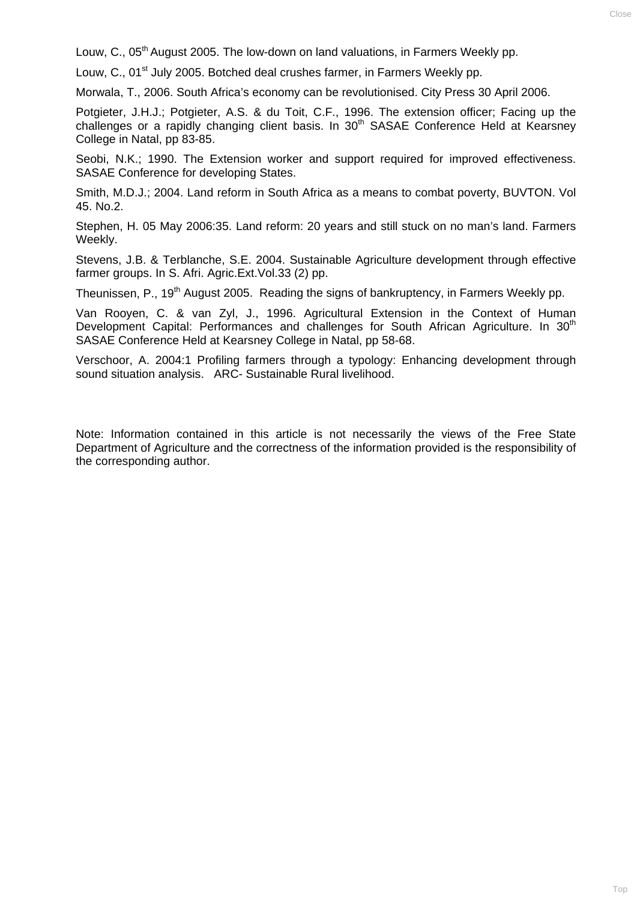Louw, C., 05th August 2005. The low-down on land valuations, in Farmers Weekly pp.

Louw, C., 01st July 2005. Botched deal crushes farmer, in Farmers Weekly pp.

Morwala, T., 2006. South Africa's economy can be revolutionised. City Press 30 April 2006.

Potgieter, J.H.J.; Potgieter, A.S. & du Toit, C.F., 1996. The extension officer; Facing up the challenges or a rapidly changing client basis. In 30th SASAE Conference Held at Kearsney College in Natal, pp 83-85.

Seobi, N.K.; 1990. The Extension worker and support required for improved effectiveness. SASAE Conference for developing States.

Smith, M.D.J.; 2004. Land reform in South Africa as a means to combat poverty, BUVTON. Vol 45. No.2.

Stephen, H. 05 May 2006:35. Land reform: 20 years and still stuck on no man's land. Farmers Weekly.

Stevens, J.B. & Terblanche, S.E. 2004. Sustainable Agriculture development through effective farmer groups. In S. Afri. Agric.Ext.Vol.33 (2) pp.

Theunissen, P., 19th August 2005. Reading the signs of bankruptcy, in Farmers Weekly pp.

Van Rooyen, C. & van Zyl, J., 1996. Agricultural Extension in the Context of Human Development Capital: Performances and challenges for South African Agriculture. In 30th SASAE Conference Held at Kearsney College in Natal, pp 58-68.

Verschoor, A. 2004:1 Profiling farmers through a typology: Enhancing development through sound situation analysis. ARC- Sustainable Rural livelihood.

Note: Information contained in this article is not necessarily the views of the Free State Department of Agriculture and the correctness of the information provided is the responsibility of the corresponding author.